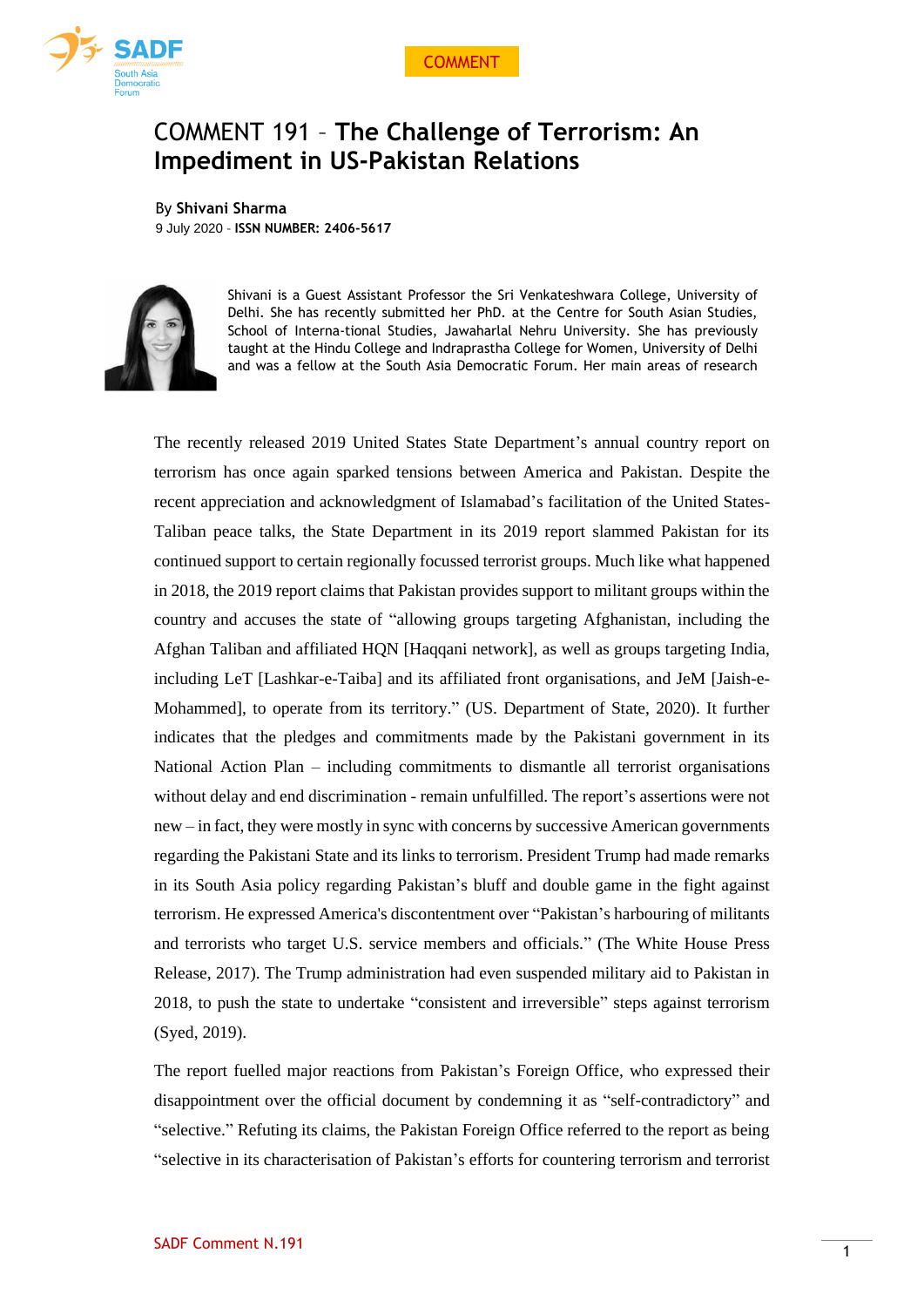COMMENT

# COMMENT 191 – **The Challenge of Terrorism: An Impediment in US-Pakistan Relations**

By **Shivani Sharma**
9 July 2020 - **ISSN NUMBER: 2406-5617**

Shivani is a Guest Assistant Professor the Sri Venkateshwara College, University of Delhi. She has recently submitted her PhD. at the Centre for South Asian Studies, School of Interna-tional Studies, Jawaharlal Nehru University. She has previously taught at the Hindu College and Indraprastha College for Women, University of Delhi and was a fellow at the South Asia Democratic Forum. Her main areas of research

The recently released 2019 United States State Department's annual country report on terrorism has once again sparked tensions between America and Pakistan. Despite the recent appreciation and acknowledgment of Islamabad's facilitation of the United States-Taliban peace talks, the State Department in its 2019 report slammed Pakistan for its continued support to certain regionally focussed terrorist groups. Much like what happened in 2018, the 2019 report claims that Pakistan provides support to militant groups within the country and accuses the state of "allowing groups targeting Afghanistan, including the Afghan Taliban and affiliated HQN [Haqqani network], as well as groups targeting India, including LeT [Lashkar-e-Taiba] and its affiliated front organisations, and JeM [Jaish-e-Mohammed], to operate from its territory." (US. Department of State, 2020). It further indicates that the pledges and commitments made by the Pakistani government in its National Action Plan – including commitments to dismantle all terrorist organisations without delay and end discrimination - remain unfulfilled. The report's assertions were not new – in fact, they were mostly in sync with concerns by successive American governments regarding the Pakistani State and its links to terrorism. President Trump had made remarks in its South Asia policy regarding Pakistan's bluff and double game in the fight against terrorism. He expressed America's discontentment over "Pakistan's harbouring of militants and terrorists who target U.S. service members and officials." (The White House Press Release, 2017). The Trump administration had even suspended military aid to Pakistan in 2018, to push the state to undertake "consistent and irreversible" steps against terrorism (Syed, 2019).

The report fuelled major reactions from Pakistan's Foreign Office, who expressed their disappointment over the official document by condemning it as "self-contradictory" and "selective." Refuting its claims, the Pakistan Foreign Office referred to the report as being "selective in its characterisation of Pakistan's efforts for countering terrorism and terrorist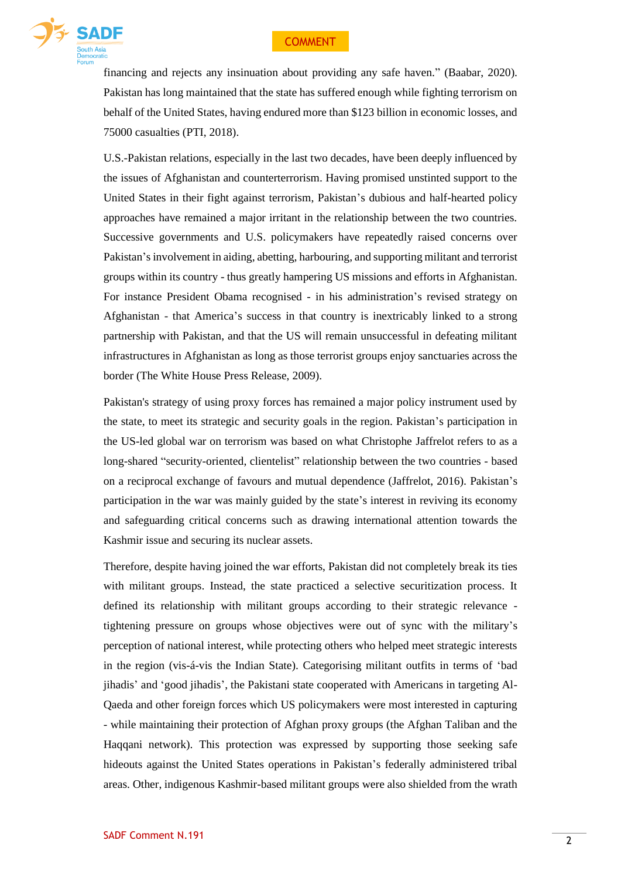financing and rejects any insinuation about providing any safe haven." (Baabar, 2020). Pakistan has long maintained that the state has suffered enough while fighting terrorism on behalf of the United States, having endured more than $123 billion in economic losses, and 75000 casualties (PTI, 2018).

U.S.-Pakistan relations, especially in the last two decades, have been deeply influenced by the issues of Afghanistan and counterterrorism. Having promised unstinted support to the United States in their fight against terrorism, Pakistan's dubious and half-hearted policy approaches have remained a major irritant in the relationship between the two countries. Successive governments and U.S. policymakers have repeatedly raised concerns over Pakistan's involvement in aiding, abetting, harbouring, and supporting militant and terrorist groups within its country - thus greatly hampering US missions and efforts in Afghanistan. For instance President Obama recognised - in his administration's revised strategy on Afghanistan - that America's success in that country is inextricably linked to a strong partnership with Pakistan, and that the US will remain unsuccessful in defeating militant infrastructures in Afghanistan as long as those terrorist groups enjoy sanctuaries across the border (The White House Press Release, 2009).

Pakistan's strategy of using proxy forces has remained a major policy instrument used by the state, to meet its strategic and security goals in the region. Pakistan's participation in the US-led global war on terrorism was based on what Christophe Jaffrelot refers to as a long-shared "security-oriented, clientelist" relationship between the two countries - based on a reciprocal exchange of favours and mutual dependence (Jaffrelot, 2016). Pakistan's participation in the war was mainly guided by the state's interest in reviving its economy and safeguarding critical concerns such as drawing international attention towards the Kashmir issue and securing its nuclear assets.

Therefore, despite having joined the war efforts, Pakistan did not completely break its ties with militant groups. Instead, the state practiced a selective securitization process. It defined its relationship with militant groups according to their strategic relevance - tightening pressure on groups whose objectives were out of sync with the military's perception of national interest, while protecting others who helped meet strategic interests in the region (vis-á-vis the Indian State). Categorising militant outfits in terms of 'bad jihadis' and 'good jihadis', the Pakistani state cooperated with Americans in targeting Al-Qaeda and other foreign forces which US policymakers were most interested in capturing - while maintaining their protection of Afghan proxy groups (the Afghan Taliban and the Haqqani network). This protection was expressed by supporting those seeking safe hideouts against the United States operations in Pakistan's federally administered tribal areas. Other, indigenous Kashmir-based militant groups were also shielded from the wrath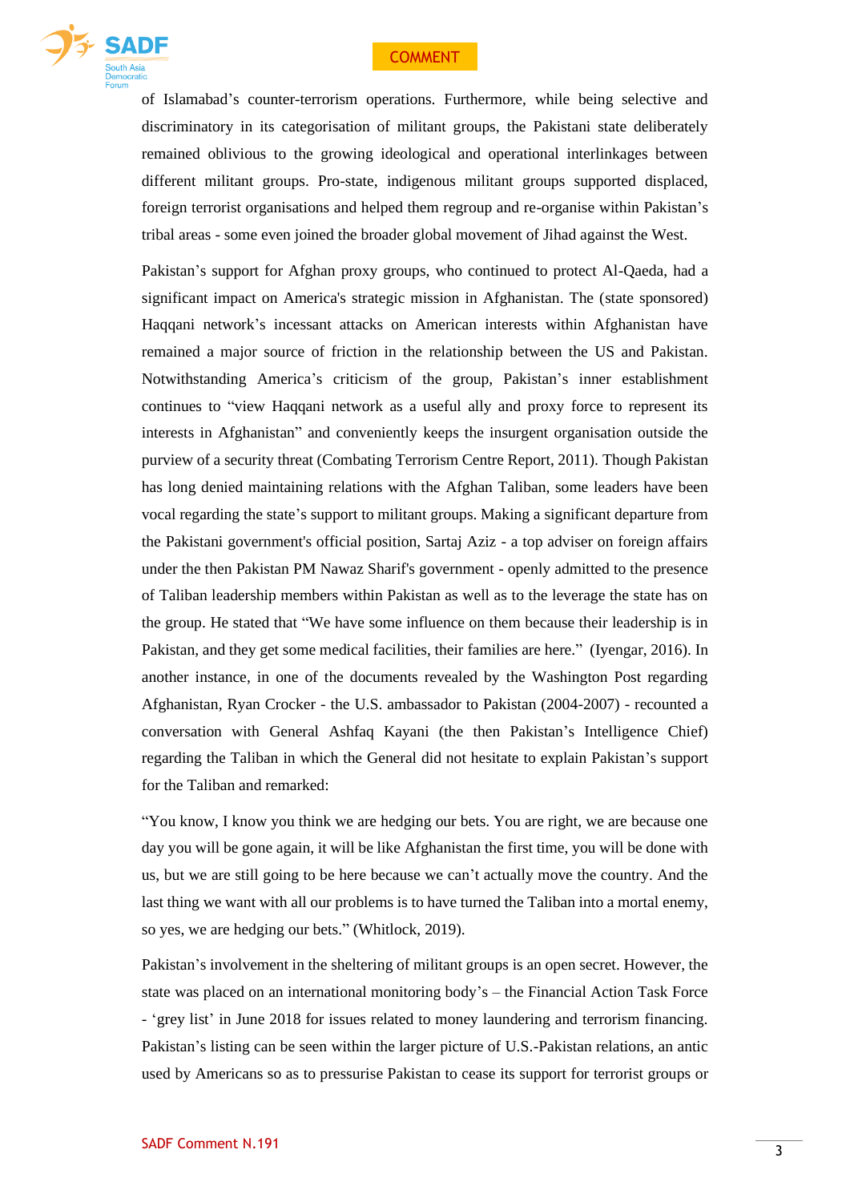of Islamabad's counter-terrorism operations. Furthermore, while being selective and discriminatory in its categorisation of militant groups, the Pakistani state deliberately remained oblivious to the growing ideological and operational interlinkages between different militant groups. Pro-state, indigenous militant groups supported displaced, foreign terrorist organisations and helped them regroup and re-organise within Pakistan's tribal areas - some even joined the broader global movement of Jihad against the West.

Pakistan's support for Afghan proxy groups, who continued to protect Al-Qaeda, had a significant impact on America's strategic mission in Afghanistan. The (state sponsored) Haqqani network's incessant attacks on American interests within Afghanistan have remained a major source of friction in the relationship between the US and Pakistan. Notwithstanding America's criticism of the group, Pakistan's inner establishment continues to "view Haqqani network as a useful ally and proxy force to represent its interests in Afghanistan" and conveniently keeps the insurgent organisation outside the purview of a security threat (Combating Terrorism Centre Report, 2011). Though Pakistan has long denied maintaining relations with the Afghan Taliban, some leaders have been vocal regarding the state's support to militant groups. Making a significant departure from the Pakistani government's official position, Sartaj Aziz - a top adviser on foreign affairs under the then Pakistan PM Nawaz Sharif's government - openly admitted to the presence of Taliban leadership members within Pakistan as well as to the leverage the state has on the group. He stated that "We have some influence on them because their leadership is in Pakistan, and they get some medical facilities, their families are here." (Iyengar, 2016). In another instance, in one of the documents revealed by the Washington Post regarding Afghanistan, Ryan Crocker - the U.S. ambassador to Pakistan (2004-2007) - recounted a conversation with General Ashfaq Kayani (the then Pakistan's Intelligence Chief) regarding the Taliban in which the General did not hesitate to explain Pakistan's support for the Taliban and remarked:

"You know, I know you think we are hedging our bets. You are right, we are because one day you will be gone again, it will be like Afghanistan the first time, you will be done with us, but we are still going to be here because we can't actually move the country. And the last thing we want with all our problems is to have turned the Taliban into a mortal enemy, so yes, we are hedging our bets." (Whitlock, 2019).

Pakistan's involvement in the sheltering of militant groups is an open secret. However, the state was placed on an international monitoring body's – the Financial Action Task Force - 'grey list' in June 2018 for issues related to money laundering and terrorism financing. Pakistan's listing can be seen within the larger picture of U.S.-Pakistan relations, an antic used by Americans so as to pressurise Pakistan to cease its support for terrorist groups or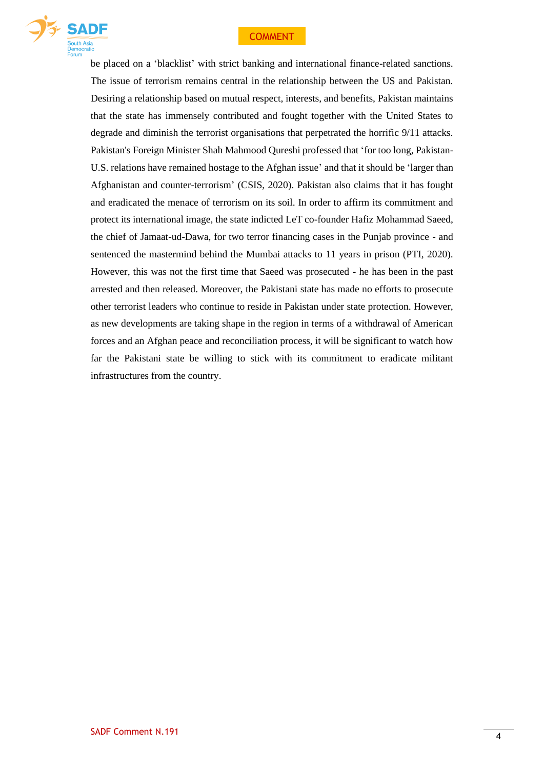be placed on a 'blacklist' with strict banking and international finance-related sanctions. The issue of terrorism remains central in the relationship between the US and Pakistan. Desiring a relationship based on mutual respect, interests, and benefits, Pakistan maintains that the state has immensely contributed and fought together with the United States to degrade and diminish the terrorist organisations that perpetrated the horrific 9/11 attacks. Pakistan's Foreign Minister Shah Mahmood Qureshi professed that 'for too long, Pakistan-U.S. relations have remained hostage to the Afghan issue' and that it should be 'larger than Afghanistan and counter-terrorism' (CSIS, 2020). Pakistan also claims that it has fought and eradicated the menace of terrorism on its soil. In order to affirm its commitment and protect its international image, the state indicted LeT co-founder Hafiz Mohammad Saeed, the chief of Jamaat-ud-Dawa, for two terror financing cases in the Punjab province - and sentenced the mastermind behind the Mumbai attacks to 11 years in prison (PTI, 2020). However, this was not the first time that Saeed was prosecuted - he has been in the past arrested and then released. Moreover, the Pakistani state has made no efforts to prosecute other terrorist leaders who continue to reside in Pakistan under state protection. However, as new developments are taking shape in the region in terms of a withdrawal of American forces and an Afghan peace and reconciliation process, it will be significant to watch how far the Pakistani state be willing to stick with its commitment to eradicate militant infrastructures from the country.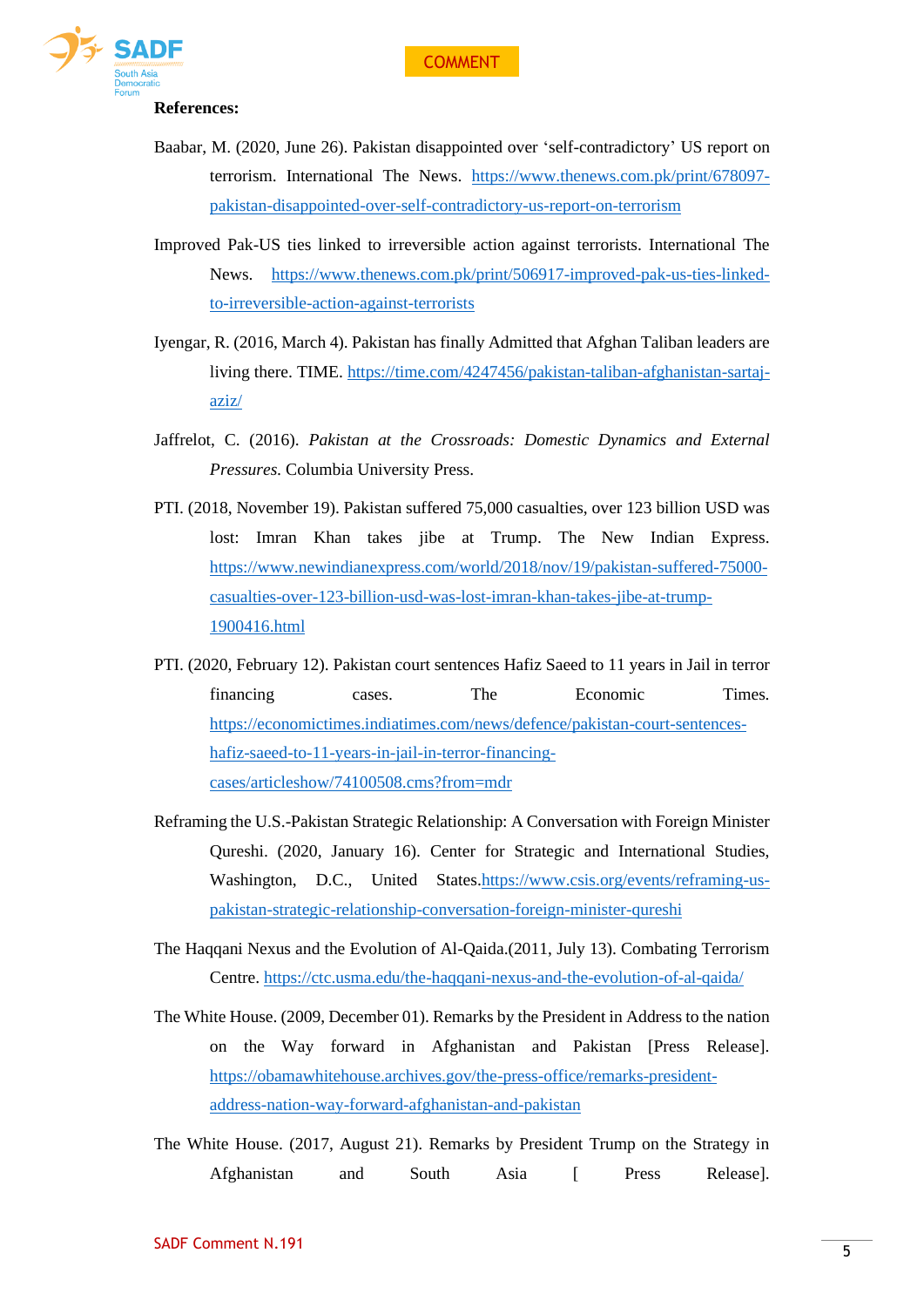**References:**

Baabar, M. (2020, June 26). Pakistan disappointed over 'self-contradictory' US report on terrorism. International The News. https://www.thenews.com.pk/print/678097-pakistan-disappointed-over-self-contradictory-us-report-on-terrorism

Improved Pak-US ties linked to irreversible action against terrorists. International The News. https://www.thenews.com.pk/print/506917-improved-pak-us-ties-linked-to-irreversible-action-against-terrorists

Iyengar, R. (2016, March 4). Pakistan has finally Admitted that Afghan Taliban leaders are living there. TIME. https://time.com/4247456/pakistan-taliban-afghanistan-sartaj-aziz/

Jaffrelot, C. (2016). *Pakistan at the Crossroads: Domestic Dynamics and External Pressures.* Columbia University Press.

PTI. (2018, November 19). Pakistan suffered 75,000 casualties, over 123 billion USD was lost: Imran Khan takes jibe at Trump. The New Indian Express. https://www.newindianexpress.com/world/2018/nov/19/pakistan-suffered-75000-casualties-over-123-billion-usd-was-lost-imran-khan-takes-jibe-at-trump-1900416.html

PTI. (2020, February 12). Pakistan court sentences Hafiz Saeed to 11 years in Jail in terror financing cases. The Economic Times. https://economictimes.indiatimes.com/news/defence/pakistan-court-sentences-hafiz-saeed-to-11-years-in-jail-in-terror-financing-cases/articleshow/74100508.cms?from=mdr

Reframing the U.S.-Pakistan Strategic Relationship: A Conversation with Foreign Minister Qureshi. (2020, January 16). Center for Strategic and International Studies, Washington, D.C., United States.https://www.csis.org/events/reframing-us-pakistan-strategic-relationship-conversation-foreign-minister-qureshi

The Haqqani Nexus and the Evolution of Al-Qaida.(2011, July 13). Combating Terrorism Centre. https://ctc.usma.edu/the-haqqani-nexus-and-the-evolution-of-al-qaida/

The White House. (2009, December 01). Remarks by the President in Address to the nation on the Way forward in Afghanistan and Pakistan [Press Release]. https://obamawhitehouse.archives.gov/the-press-office/remarks-president-address-nation-way-forward-afghanistan-and-pakistan

The White House. (2017, August 21). Remarks by President Trump on the Strategy in Afghanistan and South Asia [ Press Release].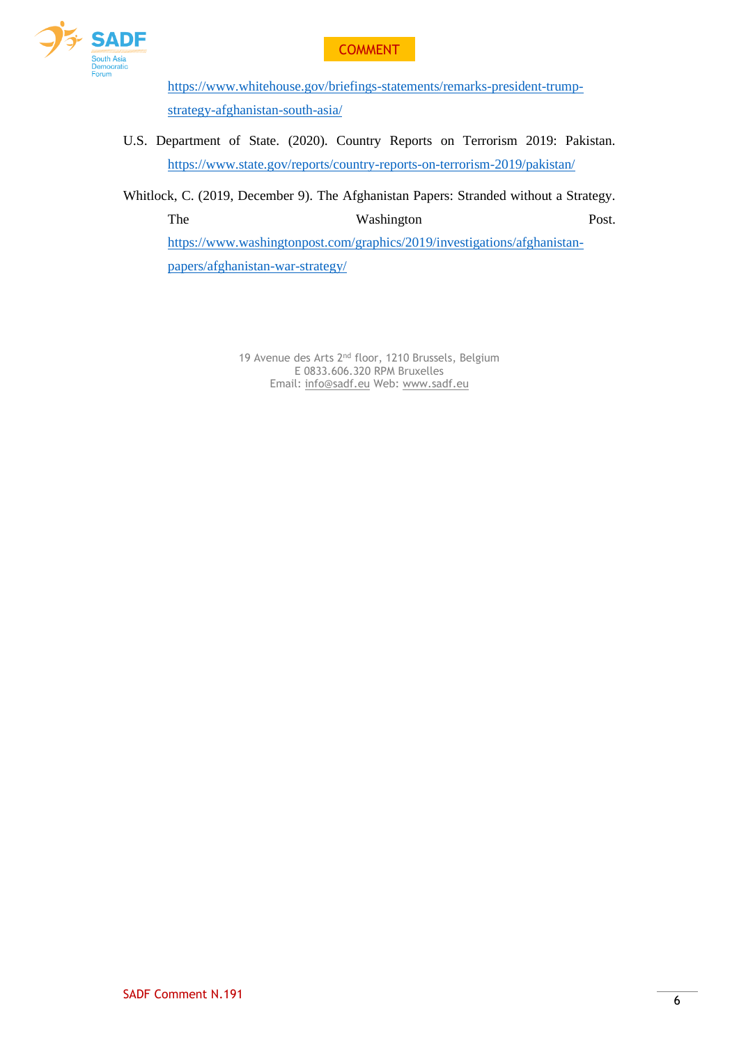https://www.whitehouse.gov/briefings-statements/remarks-president-trump-strategy-afghanistan-south-asia/

U.S. Department of State. (2020). Country Reports on Terrorism 2019: Pakistan. https://www.state.gov/reports/country-reports-on-terrorism-2019/pakistan/

Whitlock, C. (2019, December 9). The Afghanistan Papers: Stranded without a Strategy. The Washington Post. https://www.washingtonpost.com/graphics/2019/investigations/afghanistan-papers/afghanistan-war-strategy/

19 Avenue des Arts 2nd floor, 1210 Brussels, Belgium
E 0833.606.320 RPM Bruxelles
Email: info@sadf.eu Web: www.sadf.eu